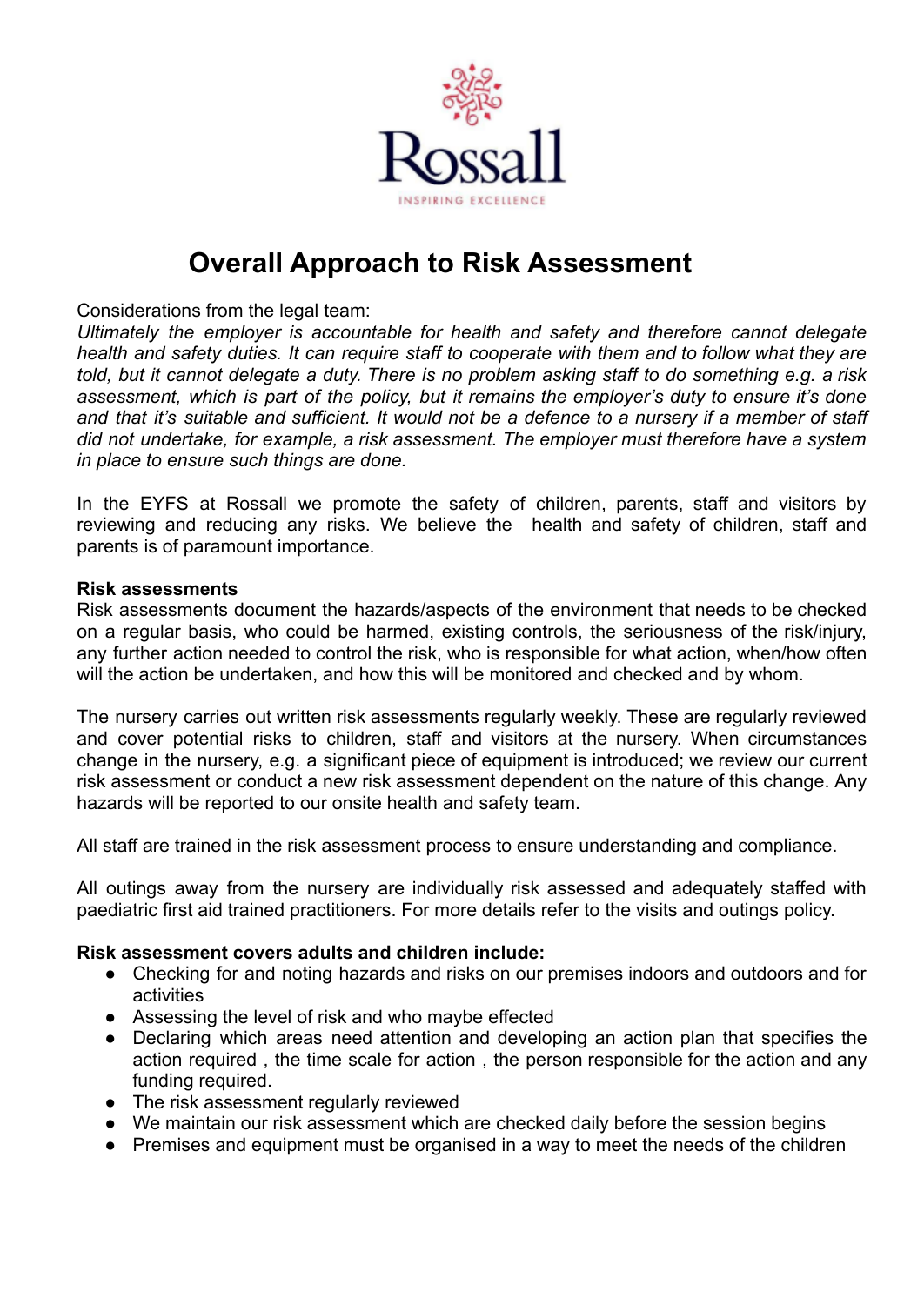Rossall

INSPIRING EXCELLENCE

# Overall Approach to Risk Assessment

Considerations from the legal team:
*Ultimately the employer is accountable for health and safety and therefore cannot delegate health and safety duties. It can require staff to cooperate with them and to follow what they are told, but it cannot delegate a duty. There is no problem asking staff to do something e.g. a risk assessment, which is part of the policy, but it remains the employer's duty to ensure it's done and that it's suitable and sufficient. It would not be a defence to a nursery if a member of staff did not undertake, for example, a risk assessment. The employer must therefore have a system in place to ensure such things are done.*

In the EYFS at Rossall we promote the safety of children, parents, staff and visitors by reviewing and reducing any risks. We believe the health and safety of children, staff and parents is of paramount importance.

**Risk assessments**
Risk assessments document the hazards/aspects of the environment that needs to be checked on a regular basis, who could be harmed, existing controls, the seriousness of the risk/injury, any further action needed to control the risk, who is responsible for what action, when/how often will the action be undertaken, and how this will be monitored and checked and by whom.

The nursery carries out written risk assessments regularly weekly. These are regularly reviewed and cover potential risks to children, staff and visitors at the nursery. When circumstances change in the nursery, e.g. a significant piece of equipment is introduced; we review our current risk assessment or conduct a new risk assessment dependent on the nature of this change. Any hazards will be reported to our onsite health and safety team.

All staff are trained in the risk assessment process to ensure understanding and compliance.

All outings away from the nursery are individually risk assessed and adequately staffed with paediatric first aid trained practitioners. For more details refer to the visits and outings policy.

**Risk assessment covers adults and children include:**

- Checking for and noting hazards and risks on our premises indoors and outdoors and for activities
- Assessing the level of risk and who maybe effected
- Declaring which areas need attention and developing an action plan that specifies the action required , the time scale for action , the person responsible for the action and any funding required.
- The risk assessment regularly reviewed
- We maintain our risk assessment which are checked daily before the session begins
- Premises and equipment must be organised in a way to meet the needs of the children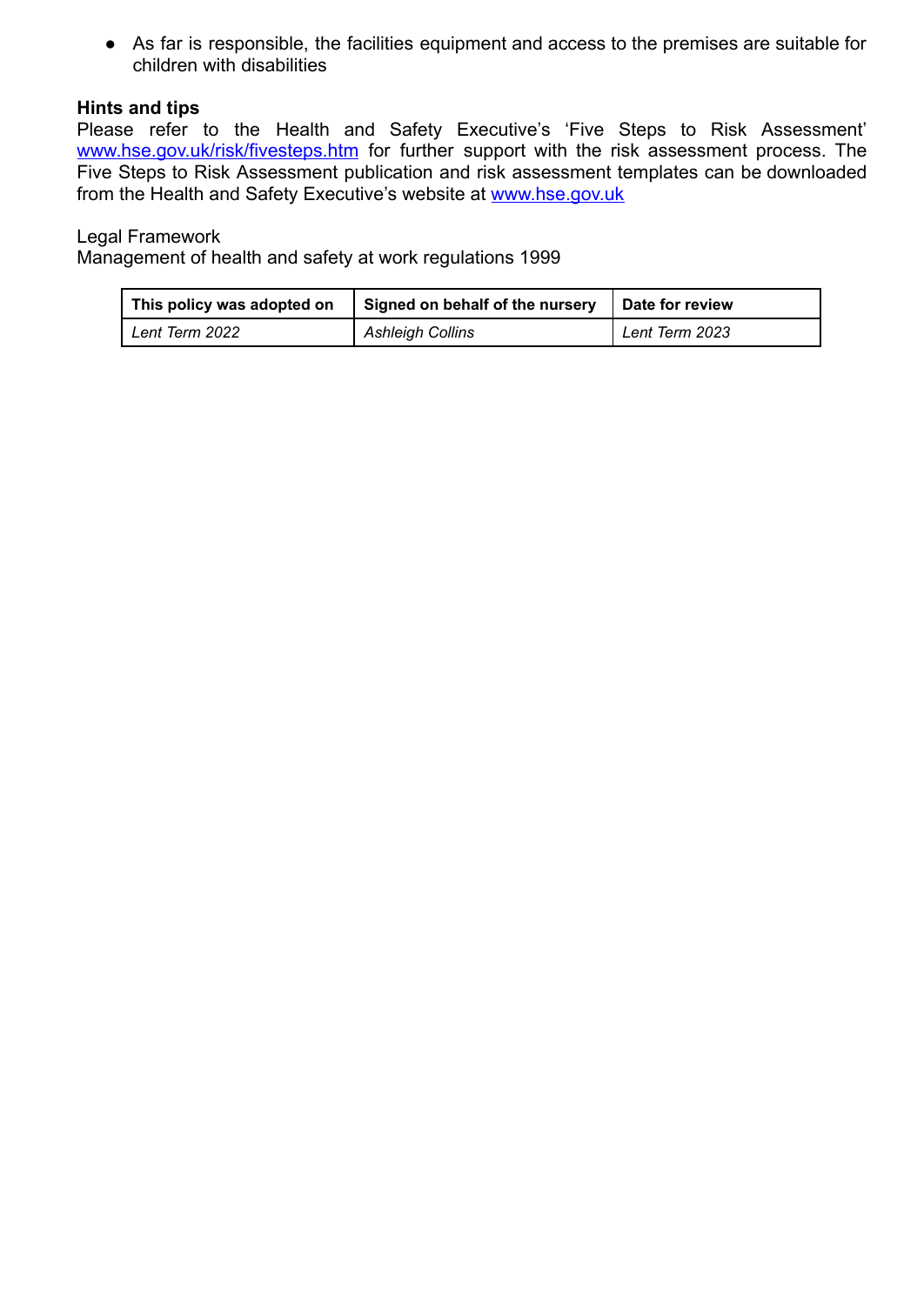- As far is responsible, the facilities equipment and access to the premises are suitable for children with disabilities

**Hints and tips**

Please refer to the Health and Safety Executive's 'Five Steps to Risk Assessment' www.hse.gov.uk/risk/fivesteps.htm for further support with the risk assessment process. The Five Steps to Risk Assessment publication and risk assessment templates can be downloaded from the Health and Safety Executive's website at www.hse.gov.uk

Legal Framework

Management of health and safety at work regulations 1999

| **This policy was adopted on** | **Signed on behalf of the nursery** | **Date for review** |
|---|---|---|
| *Lent Term 2022* | *Ashleigh Collins* | *Lent Term 2023* |